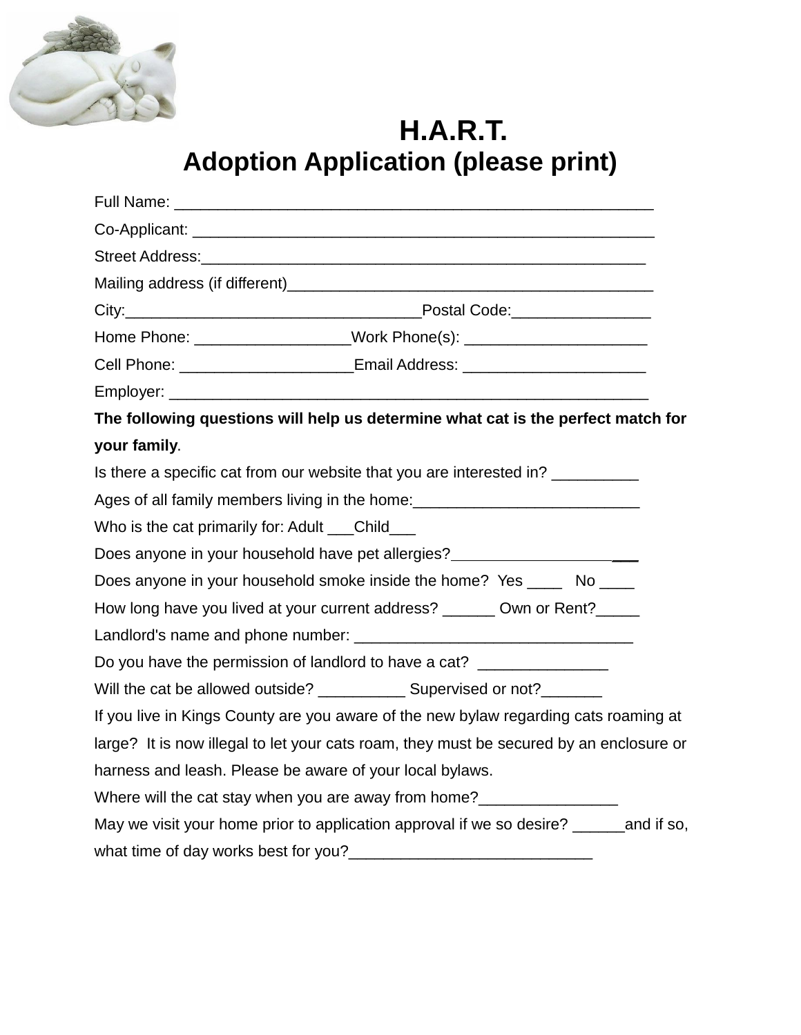# H.A.R.T.

## Adoption Application (please print)

Full Name: ______________________________________________________

Co-Applicant: ____________________________________________________

Street Address:___________________________________________________

Mailing address (if different)_______________________________________

City:_________________________________Postal Code:________________

Home Phone: _________________Work Phone(s): _____________________

Cell Phone: ___________________Email Address: _____________________

Employer: _______________________________________________________

**The following questions will help us determine what cat is the perfect match for your family**.

Is there a specific cat from our website that you are interested in? __________

Ages of all family members living in the home:__________________________

Who is the cat primarily for: Adult ___Child___

Does anyone in your household have pet allergies?_____________________

Does anyone in your household smoke inside the home? Yes ____ No ____

How long have you lived at your current address? ______ Own or Rent?_____

Landlord's name and phone number: ________________________________

Do you have the permission of landlord to have a cat? _______________

Will the cat be allowed outside? __________ Supervised or not?_______

If you live in Kings County are you aware of the new bylaw regarding cats roaming at large? It is now illegal to let your cats roam, they must be secured by an enclosure or harness and leash. Please be aware of your local bylaws.

Where will the cat stay when you are away from home?________________

May we visit your home prior to application approval if we so desire? ______and if so, what time of day works best for you?____________________________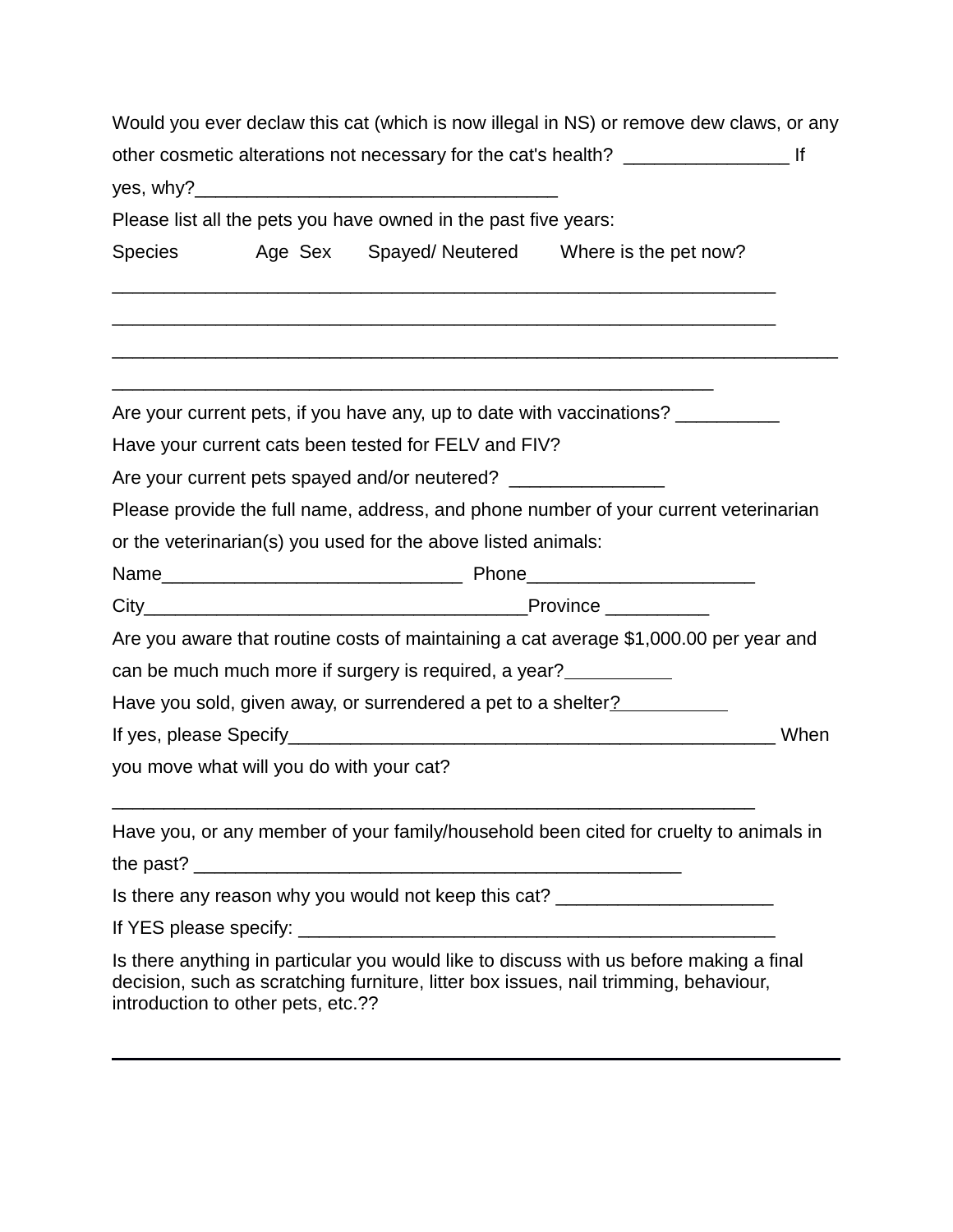Would you ever declaw this cat (which is now illegal in NS) or remove dew claws, or any other cosmetic alterations not necessary for the cat's health? ________________ If yes, why?__________________________________

Please list all the pets you have owned in the past five years:

Species Age Sex Spayed/ Neutered Where is the pet now?

______________________________________________________________

______________________________________________________________

____________________________________________________________________

________________________________________________________

Are your current pets, if you have any, up to date with vaccinations? __________

Have your current cats been tested for FELV and FIV?

Are your current pets spayed and/or neutered? _______________

Please provide the full name, address, and phone number of your current veterinarian or the veterinarian(s) you used for the above listed animals:

Name_____________________________ Phone______________________

City_____________________________________Province __________

Are you aware that routine costs of maintaining a cat average $1,000.00 per year and can be much much more if surgery is required, a year?__________

Have you sold, given away, or surrendered a pet to a shelter?__________

If yes, please Specify_______________________________________________ When you move what will you do with your cat?

____________________________________________________________

Have you, or any member of your family/household been cited for cruelty to animals in the past? _____________________________________________

Is there any reason why you would not keep this cat? _____________________

If YES please specify: ______________________________________________

Is there anything in particular you would like to discuss with us before making a final decision, such as scratching furniture, litter box issues, nail trimming, behaviour, introduction to other pets, etc.??

____________________________________________________________________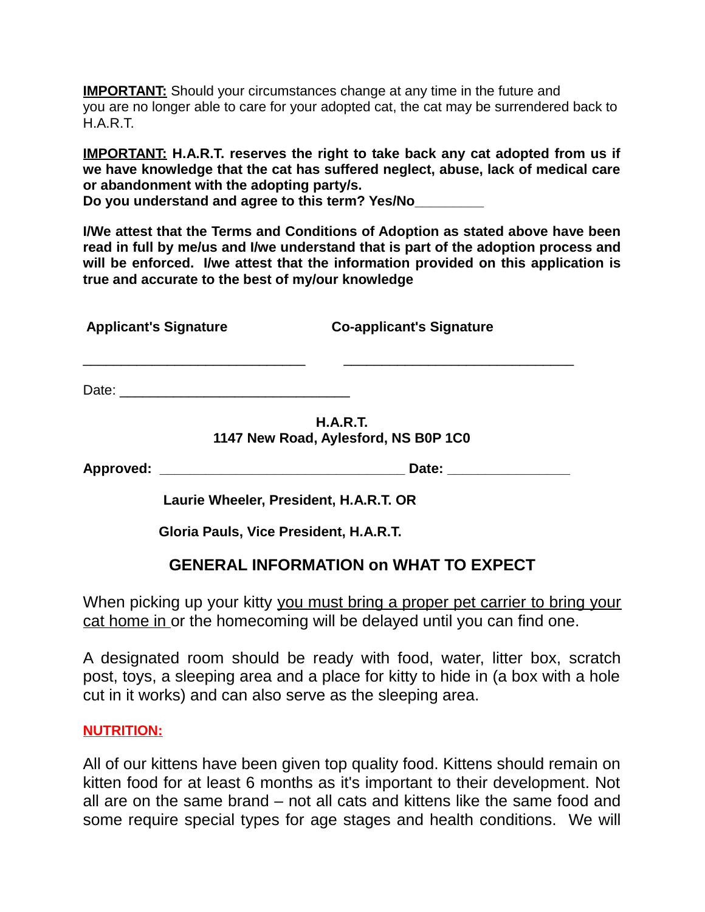**<u>IMPORTANT:</u>** Should your circumstances change at any time in the future and you are no longer able to care for your adopted cat, the cat may be surrendered back to H.A.R.T.

**<u>IMPORTANT:</u> H.A.R.T. reserves the right to take back any cat adopted from us if we have knowledge that the cat has suffered neglect, abuse, lack of medical care or abandonment with the adopting party/s.**
**Do you understand and agree to this term? Yes/No_________**

**I/We attest that the Terms and Conditions of Adoption as stated above have been read in full by me/us and I/we understand that is part of the adoption process and will be enforced. I/we attest that the information provided on this application is true and accurate to the best of my/our knowledge**

**Applicant's Signature** **Co-applicant's Signature**

_____________________________ ______________________________

Date: ______________________________

**H.A.R.T.**
**1147 New Road, Aylesford, NS B0P 1C0**

**Approved: ________________________________ Date: ________________**

**Laurie Wheeler, President, H.A.R.T. OR**

**Gloria Pauls, Vice President, H.A.R.T.**

## GENERAL INFORMATION on WHAT TO EXPECT

When picking up your kitty <u>you must bring a proper pet carrier to bring your cat home in</u> or the homecoming will be delayed until you can find one.

A designated room should be ready with food, water, litter box, scratch post, toys, a sleeping area and a place for kitty to hide in (a box with a hole cut in it works) and can also serve as the sleeping area.

**<u>NUTRITION:</u>**

All of our kittens have been given top quality food. Kittens should remain on kitten food for at least 6 months as it's important to their development. Not all are on the same brand – not all cats and kittens like the same food and some require special types for age stages and health conditions. We will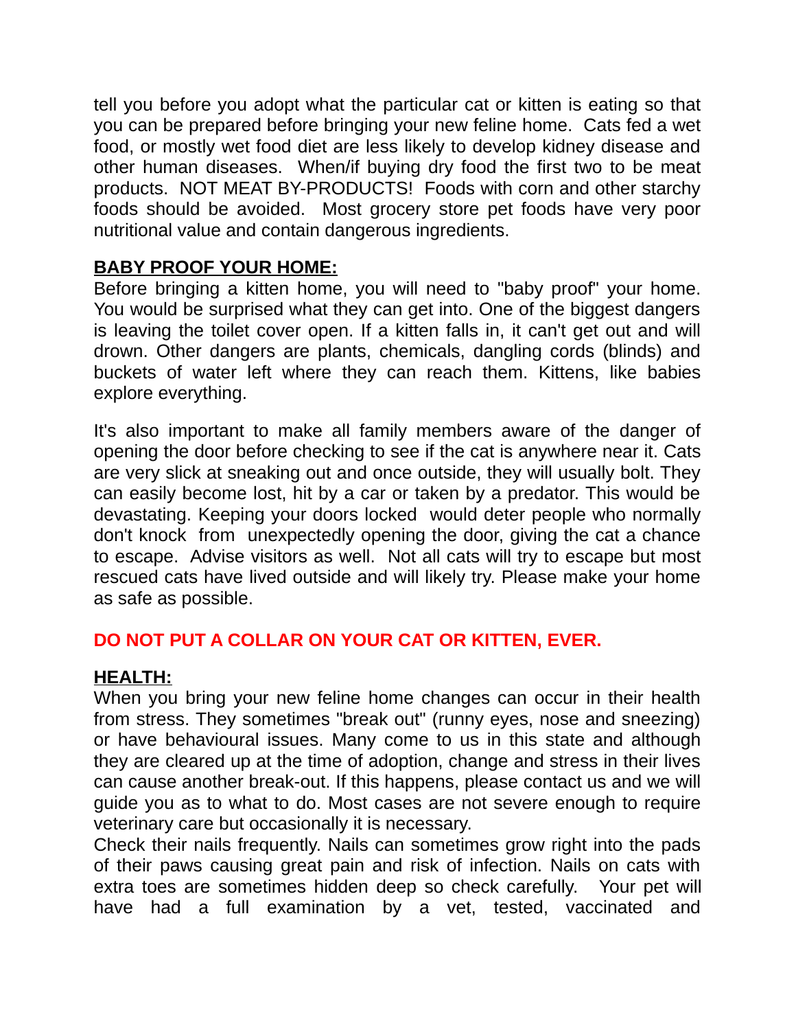tell you before you adopt what the particular cat or kitten is eating so that you can be prepared before bringing your new feline home. Cats fed a wet food, or mostly wet food diet are less likely to develop kidney disease and other human diseases. When/if buying dry food the first two to be meat products. NOT MEAT BY-PRODUCTS! Foods with corn and other starchy foods should be avoided. Most grocery store pet foods have very poor nutritional value and contain dangerous ingredients.

## BABY PROOF YOUR HOME:

Before bringing a kitten home, you will need to "baby proof" your home. You would be surprised what they can get into. One of the biggest dangers is leaving the toilet cover open. If a kitten falls in, it can't get out and will drown. Other dangers are plants, chemicals, dangling cords (blinds) and buckets of water left where they can reach them. Kittens, like babies explore everything.

It's also important to make all family members aware of the danger of opening the door before checking to see if the cat is anywhere near it. Cats are very slick at sneaking out and once outside, they will usually bolt. They can easily become lost, hit by a car or taken by a predator. This would be devastating. Keeping your doors locked would deter people who normally don't knock from unexpectedly opening the door, giving the cat a chance to escape. Advise visitors as well. Not all cats will try to escape but most rescued cats have lived outside and will likely try. Please make your home as safe as possible.

**DO NOT PUT A COLLAR ON YOUR CAT OR KITTEN, EVER.**

## HEALTH:

When you bring your new feline home changes can occur in their health from stress. They sometimes "break out" (runny eyes, nose and sneezing) or have behavioural issues. Many come to us in this state and although they are cleared up at the time of adoption, change and stress in their lives can cause another break-out. If this happens, please contact us and we will guide you as to what to do. Most cases are not severe enough to require veterinary care but occasionally it is necessary.

Check their nails frequently. Nails can sometimes grow right into the pads of their paws causing great pain and risk of infection. Nails on cats with extra toes are sometimes hidden deep so check carefully. Your pet will have had a full examination by a vet, tested, vaccinated and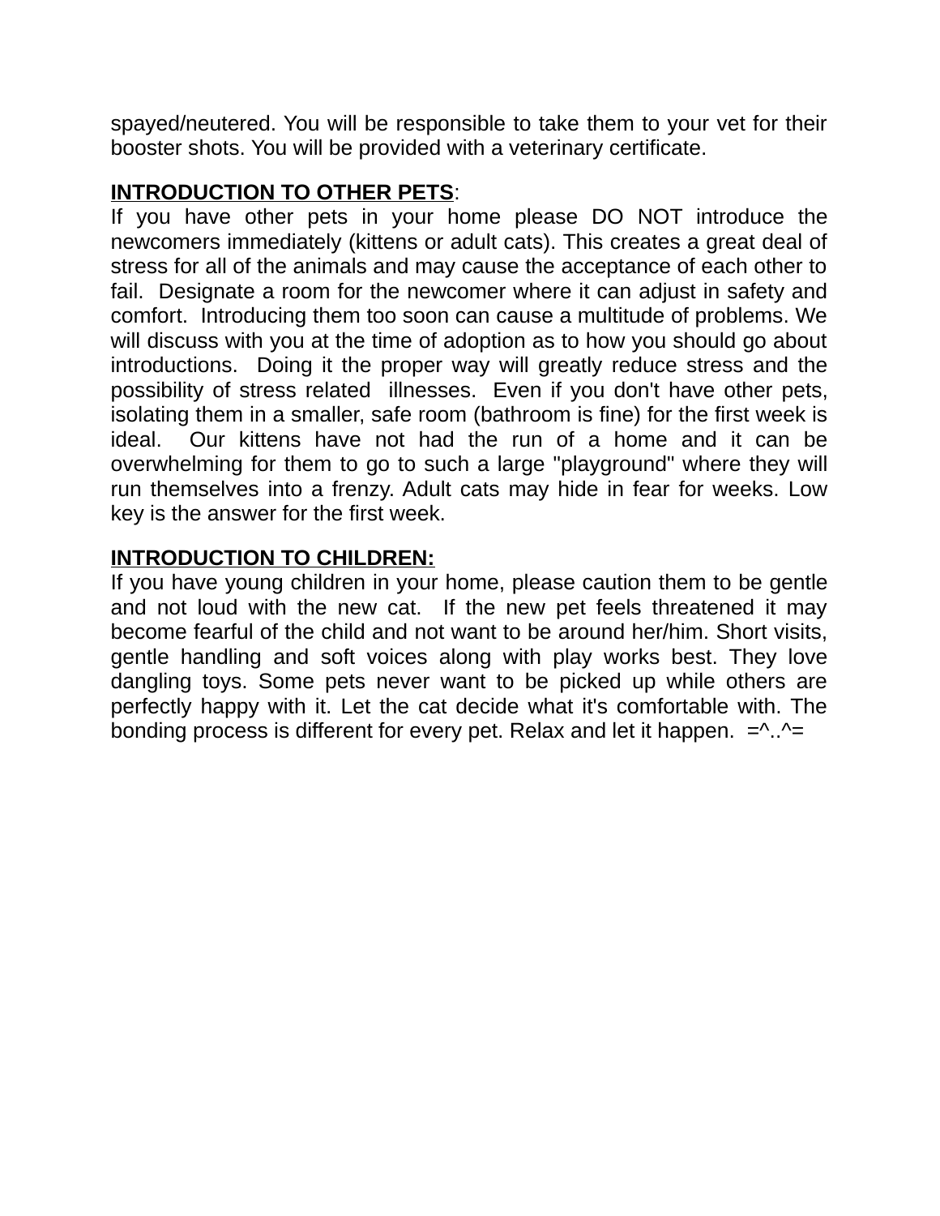spayed/neutered. You will be responsible to take them to your vet for their booster shots. You will be provided with a veterinary certificate.

**INTRODUCTION TO OTHER PETS**:

If you have other pets in your home please DO NOT introduce the newcomers immediately (kittens or adult cats). This creates a great deal of stress for all of the animals and may cause the acceptance of each other to fail. Designate a room for the newcomer where it can adjust in safety and comfort. Introducing them too soon can cause a multitude of problems. We will discuss with you at the time of adoption as to how you should go about introductions. Doing it the proper way will greatly reduce stress and the possibility of stress related illnesses. Even if you don't have other pets, isolating them in a smaller, safe room (bathroom is fine) for the first week is ideal. Our kittens have not had the run of a home and it can be overwhelming for them to go to such a large "playground" where they will run themselves into a frenzy. Adult cats may hide in fear for weeks. Low key is the answer for the first week.

**INTRODUCTION TO CHILDREN:**

If you have young children in your home, please caution them to be gentle and not loud with the new cat. If the new pet feels threatened it may become fearful of the child and not want to be around her/him. Short visits, gentle handling and soft voices along with play works best. They love dangling toys. Some pets never want to be picked up while others are perfectly happy with it. Let the cat decide what it's comfortable with. The bonding process is different for every pet. Relax and let it happen. =^..^=